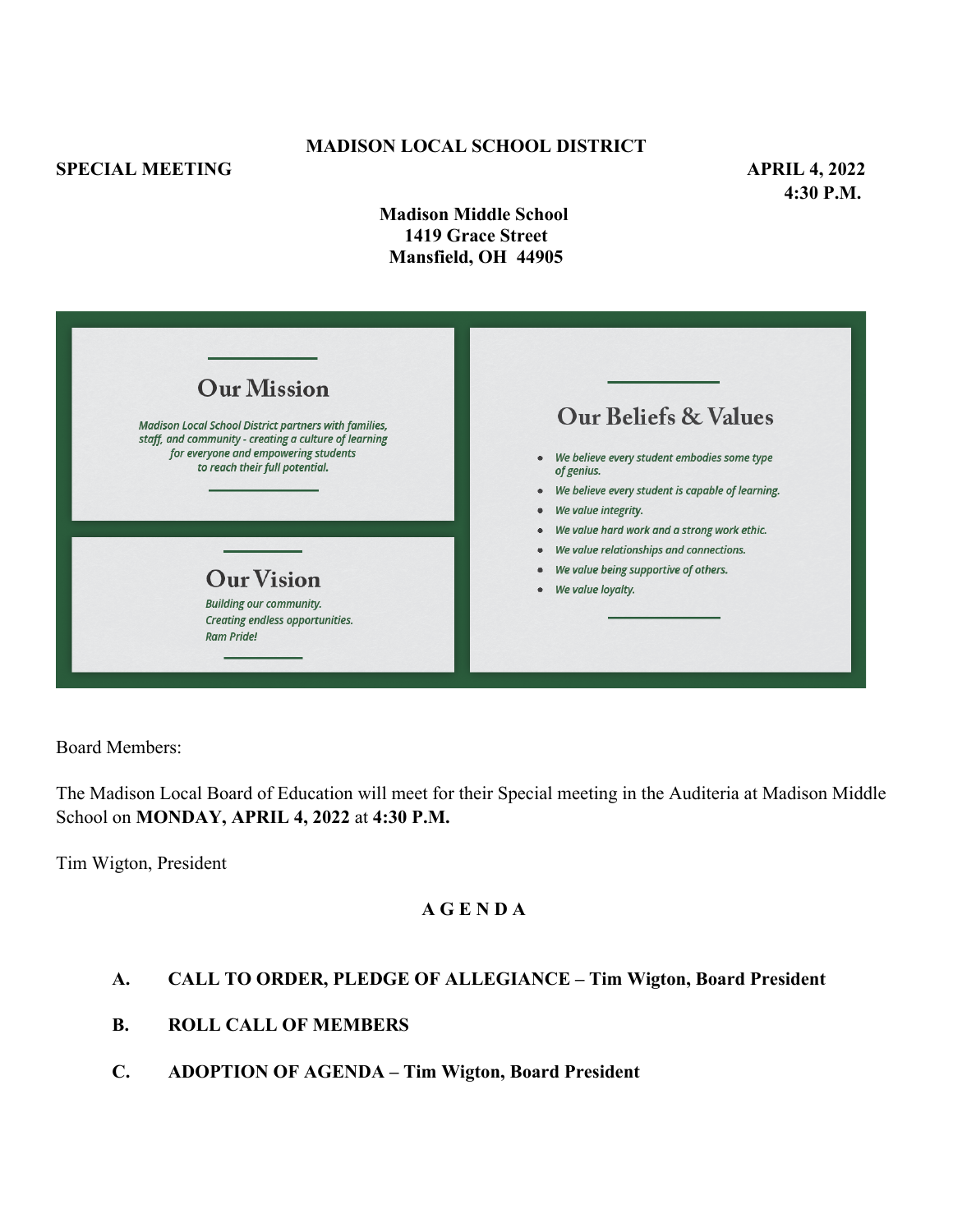**MADISON LOCAL SCHOOL DISTRICT**

**SPECIAL MEETING** **APRIL 4, 2022**
**4:30 P.M.**

**Madison Middle School**
**1419 Grace Street**
**Mansfield, OH 44905**

## Our Mission

*Madison Local School District partners with families, staff, and community - creating a culture of learning for everyone and empowering students to reach their full potential.*

## Our Vision

*Building our community.*
*Creating endless opportunities.*
*Ram Pride!*

## Our Beliefs & Values

- *We believe every student embodies some type of genius.*
- *We believe every student is capable of learning.*
- *We value integrity.*
- *We value hard work and a strong work ethic.*
- *We value relationships and connections.*
- *We value being supportive of others.*
- *We value loyalty.*

Board Members:

The Madison Local Board of Education will meet for their Special meeting in the Auditeria at Madison Middle School on **MONDAY, APRIL 4, 2022** at **4:30 P.M.**

Tim Wigton, President

**A G E N D A**

**A. CALL TO ORDER, PLEDGE OF ALLEGIANCE – Tim Wigton, Board President**

**B. ROLL CALL OF MEMBERS**

**C. ADOPTION OF AGENDA – Tim Wigton, Board President**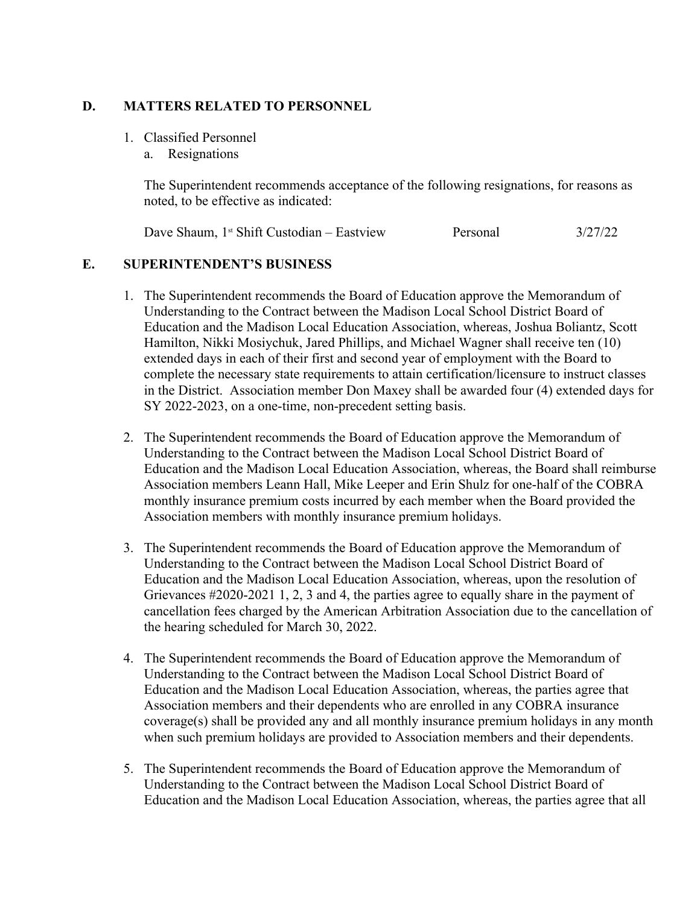## D. MATTERS RELATED TO PERSONNEL

1. Classified Personnel
   a. Resignations

   The Superintendent recommends acceptance of the following resignations, for reasons as noted, to be effective as indicated:

   | | | |
   |---|---|---|
   | Dave Shaum, 1st Shift Custodian – Eastview | Personal | 3/27/22 |

## E. SUPERINTENDENT'S BUSINESS

1. The Superintendent recommends the Board of Education approve the Memorandum of Understanding to the Contract between the Madison Local School District Board of Education and the Madison Local Education Association, whereas, Joshua Boliantz, Scott Hamilton, Nikki Mosiychuk, Jared Phillips, and Michael Wagner shall receive ten (10) extended days in each of their first and second year of employment with the Board to complete the necessary state requirements to attain certification/licensure to instruct classes in the District. Association member Don Maxey shall be awarded four (4) extended days for SY 2022-2023, on a one-time, non-precedent setting basis.

2. The Superintendent recommends the Board of Education approve the Memorandum of Understanding to the Contract between the Madison Local School District Board of Education and the Madison Local Education Association, whereas, the Board shall reimburse Association members Leann Hall, Mike Leeper and Erin Shulz for one-half of the COBRA monthly insurance premium costs incurred by each member when the Board provided the Association members with monthly insurance premium holidays.

3. The Superintendent recommends the Board of Education approve the Memorandum of Understanding to the Contract between the Madison Local School District Board of Education and the Madison Local Education Association, whereas, upon the resolution of Grievances #2020-2021 1, 2, 3 and 4, the parties agree to equally share in the payment of cancellation fees charged by the American Arbitration Association due to the cancellation of the hearing scheduled for March 30, 2022.

4. The Superintendent recommends the Board of Education approve the Memorandum of Understanding to the Contract between the Madison Local School District Board of Education and the Madison Local Education Association, whereas, the parties agree that Association members and their dependents who are enrolled in any COBRA insurance coverage(s) shall be provided any and all monthly insurance premium holidays in any month when such premium holidays are provided to Association members and their dependents.

5. The Superintendent recommends the Board of Education approve the Memorandum of Understanding to the Contract between the Madison Local School District Board of Education and the Madison Local Education Association, whereas, the parties agree that all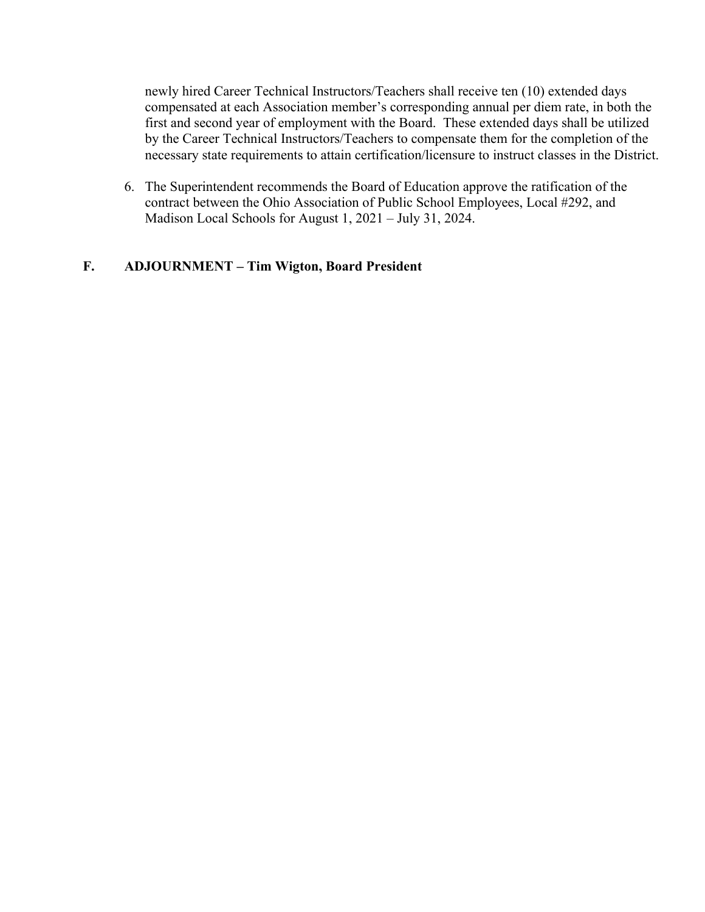newly hired Career Technical Instructors/Teachers shall receive ten (10) extended days compensated at each Association member's corresponding annual per diem rate, in both the first and second year of employment with the Board. These extended days shall be utilized by the Career Technical Instructors/Teachers to compensate them for the completion of the necessary state requirements to attain certification/licensure to instruct classes in the District.

6. The Superintendent recommends the Board of Education approve the ratification of the contract between the Ohio Association of Public School Employees, Local #292, and Madison Local Schools for August 1, 2021 – July 31, 2024.

**F. ADJOURNMENT – Tim Wigton, Board President**